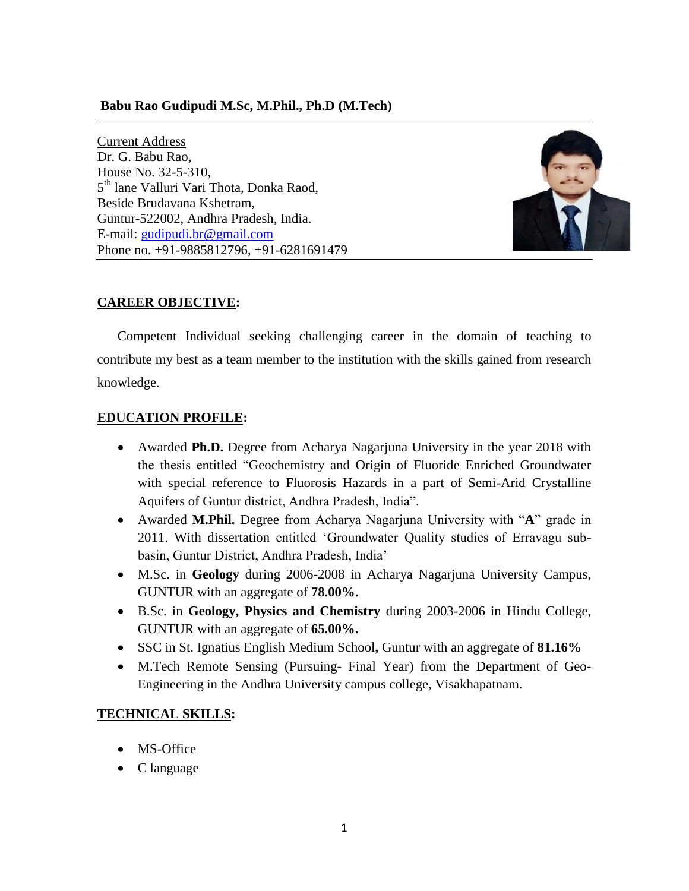**Babu Rao Gudipudi M.Sc, M.Phil., Ph.D (M.Tech)**

---

Current Address
Dr. G. Babu Rao,
House No. 32-5-310,
5th lane Valluri Vari Thota, Donka Raod,
Beside Brudavana Kshetram,
Guntur-522002, Andhra Pradesh, India.
E-mail: gudipudi.br@gmail.com
Phone no. +91-9885812796, +91-6281691479

---

## CAREER OBJECTIVE:

Competent Individual seeking challenging career in the domain of teaching to contribute my best as a team member to the institution with the skills gained from research knowledge.

## EDUCATION PROFILE:

- Awarded **Ph.D.** Degree from Acharya Nagarjuna University in the year 2018 with the thesis entitled "Geochemistry and Origin of Fluoride Enriched Groundwater with special reference to Fluorosis Hazards in a part of Semi-Arid Crystalline Aquifers of Guntur district, Andhra Pradesh, India".
- Awarded **M.Phil.** Degree from Acharya Nagarjuna University with "**A**" grade in 2011. With dissertation entitled 'Groundwater Quality studies of Erravagu sub-basin, Guntur District, Andhra Pradesh, India'
- M.Sc. in **Geology** during 2006-2008 in Acharya Nagarjuna University Campus, GUNTUR with an aggregate of **78.00%.**
- B.Sc. in **Geology, Physics and Chemistry** during 2003-2006 in Hindu College, GUNTUR with an aggregate of **65.00%.**
- SSC in St. Ignatius English Medium School**,** Guntur with an aggregate of **81.16%**
- M.Tech Remote Sensing (Pursuing- Final Year) from the Department of Geo-Engineering in the Andhra University campus college, Visakhapatnam.

## TECHNICAL SKILLS:

- MS-Office
- C language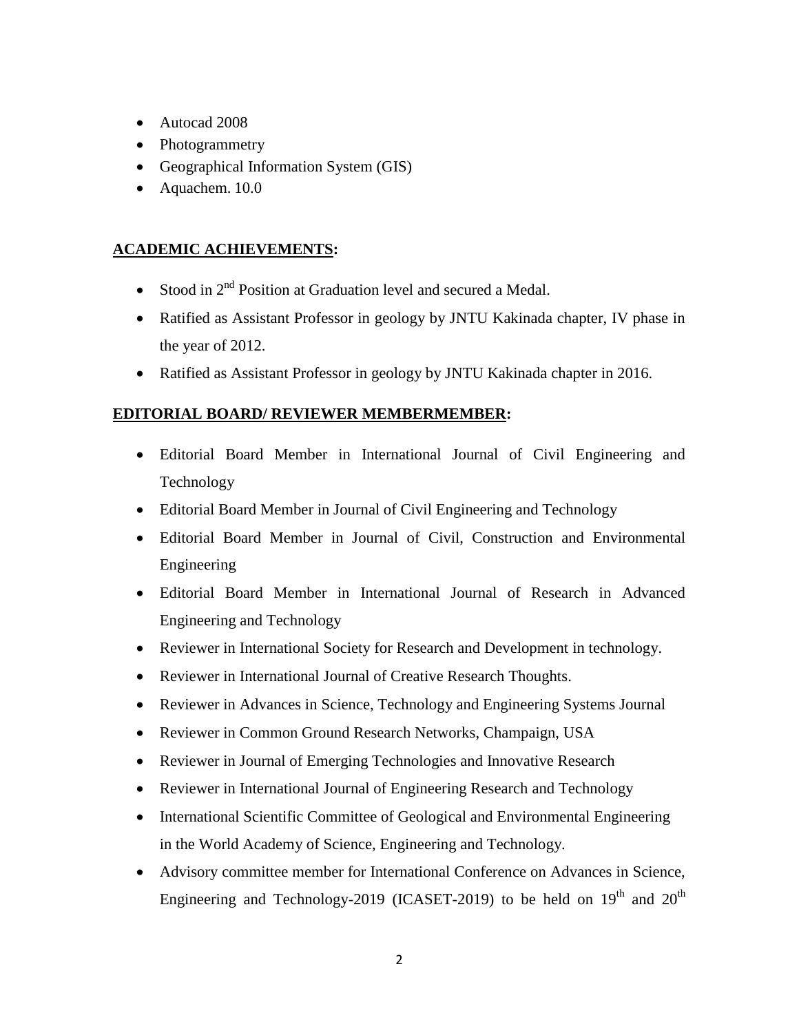- Autocad 2008
- Photogrammetry
- Geographical Information System (GIS)
- Aquachem. 10.0

## ACADEMIC ACHIEVEMENTS:

- Stood in 2nd Position at Graduation level and secured a Medal.
- Ratified as Assistant Professor in geology by JNTU Kakinada chapter, IV phase in the year of 2012.
- Ratified as Assistant Professor in geology by JNTU Kakinada chapter in 2016.

## EDITORIAL BOARD/ REVIEWER MEMBERMEMBER:

- Editorial Board Member in International Journal of Civil Engineering and Technology
- Editorial Board Member in Journal of Civil Engineering and Technology
- Editorial Board Member in Journal of Civil, Construction and Environmental Engineering
- Editorial Board Member in International Journal of Research in Advanced Engineering and Technology
- Reviewer in International Society for Research and Development in technology.
- Reviewer in International Journal of Creative Research Thoughts.
- Reviewer in Advances in Science, Technology and Engineering Systems Journal
- Reviewer in Common Ground Research Networks, Champaign, USA
- Reviewer in Journal of Emerging Technologies and Innovative Research
- Reviewer in International Journal of Engineering Research and Technology
- International Scientific Committee of Geological and Environmental Engineering in the World Academy of Science, Engineering and Technology.
- Advisory committee member for International Conference on Advances in Science, Engineering and Technology-2019 (ICASET-2019) to be held on 19th and 20th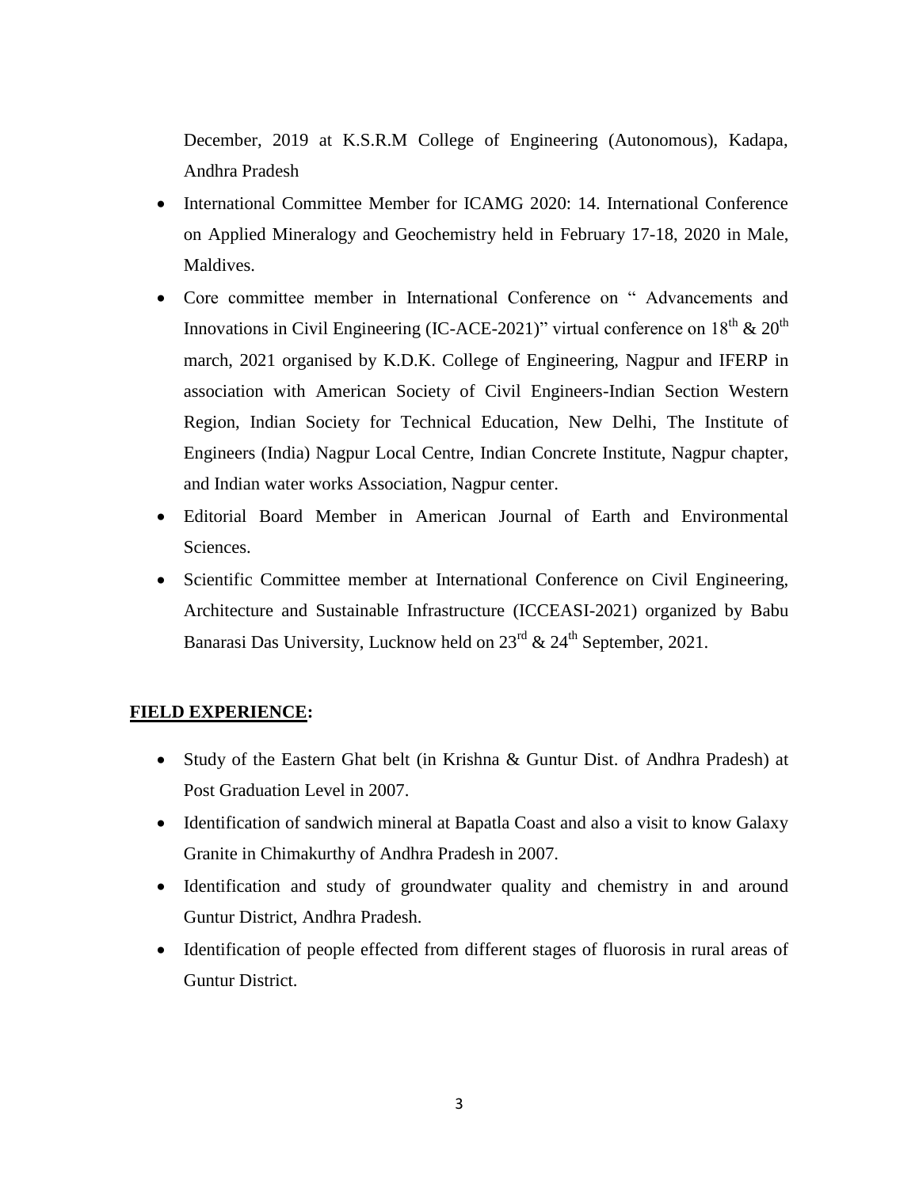December, 2019 at K.S.R.M College of Engineering (Autonomous), Kadapa, Andhra Pradesh

- International Committee Member for ICAMG 2020: 14. International Conference on Applied Mineralogy and Geochemistry held in February 17-18, 2020 in Male, Maldives.
- Core committee member in International Conference on " Advancements and Innovations in Civil Engineering (IC-ACE-2021)" virtual conference on 18th & 20th march, 2021 organised by K.D.K. College of Engineering, Nagpur and IFERP in association with American Society of Civil Engineers-Indian Section Western Region, Indian Society for Technical Education, New Delhi, The Institute of Engineers (India) Nagpur Local Centre, Indian Concrete Institute, Nagpur chapter, and Indian water works Association, Nagpur center.
- Editorial Board Member in American Journal of Earth and Environmental Sciences.
- Scientific Committee member at International Conference on Civil Engineering, Architecture and Sustainable Infrastructure (ICCEASI-2021) organized by Babu Banarasi Das University, Lucknow held on 23rd & 24th September, 2021.

**FIELD EXPERIENCE:**

- Study of the Eastern Ghat belt (in Krishna & Guntur Dist. of Andhra Pradesh) at Post Graduation Level in 2007.
- Identification of sandwich mineral at Bapatla Coast and also a visit to know Galaxy Granite in Chimakurthy of Andhra Pradesh in 2007.
- Identification and study of groundwater quality and chemistry in and around Guntur District, Andhra Pradesh.
- Identification of people effected from different stages of fluorosis in rural areas of Guntur District.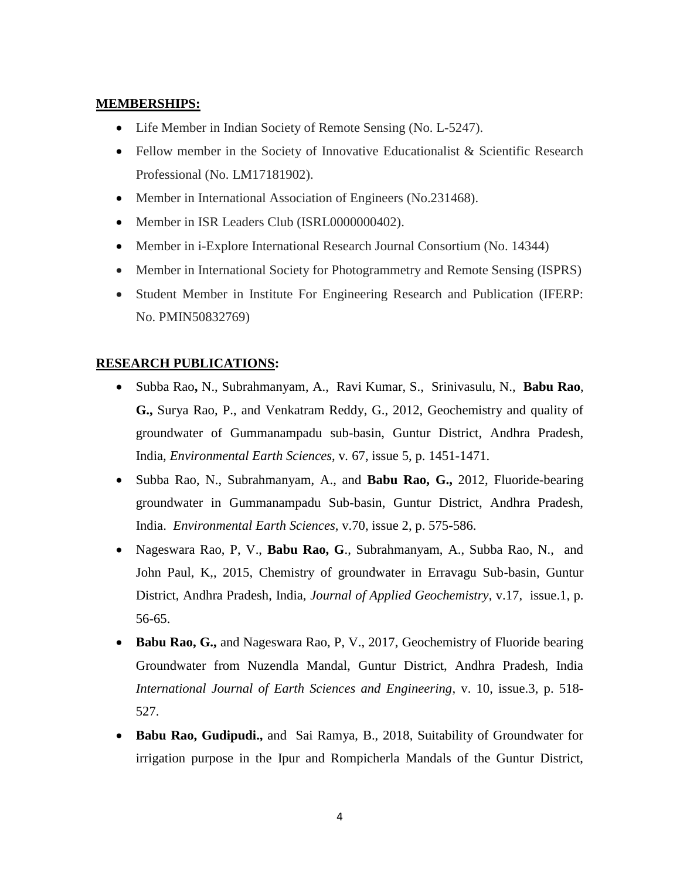**MEMBERSHIPS:**

- Life Member in Indian Society of Remote Sensing (No. L-5247).
- Fellow member in the Society of Innovative Educationalist & Scientific Research Professional (No. LM17181902).
- Member in International Association of Engineers (No.231468).
- Member in ISR Leaders Club (ISRL0000000402).
- Member in i-Explore International Research Journal Consortium (No. 14344)
- Member in International Society for Photogrammetry and Remote Sensing (ISPRS)
- Student Member in Institute For Engineering Research and Publication (IFERP: No. PMIN50832769)

**RESEARCH PUBLICATIONS:**

- Subba Rao**,** N., Subrahmanyam, A., Ravi Kumar, S., Srinivasulu, N., **Babu Rao**, **G.,** Surya Rao, P., and Venkatram Reddy, G., 2012, Geochemistry and quality of groundwater of Gummanampadu sub-basin, Guntur District, Andhra Pradesh, India, *Environmental Earth Sciences*, v. 67, issue 5, p. 1451-1471.
- Subba Rao, N., Subrahmanyam, A., and **Babu Rao, G.,** 2012, Fluoride-bearing groundwater in Gummanampadu Sub-basin, Guntur District, Andhra Pradesh, India. *Environmental Earth Sciences*, v.70, issue 2, p. 575-586.
- Nageswara Rao, P, V., **Babu Rao, G**., Subrahmanyam, A., Subba Rao, N., and John Paul, K,, 2015, Chemistry of groundwater in Erravagu Sub-basin, Guntur District, Andhra Pradesh, India, *Journal of Applied Geochemistry*, v.17, issue.1, p. 56-65.
- **Babu Rao, G.,** and Nageswara Rao, P, V., 2017, Geochemistry of Fluoride bearing Groundwater from Nuzendla Mandal, Guntur District, Andhra Pradesh, India *International Journal of Earth Sciences and Engineering*, v. 10, issue.3, p. 518-527.
- **Babu Rao, Gudipudi.,** and Sai Ramya, B., 2018, Suitability of Groundwater for irrigation purpose in the Ipur and Rompicherla Mandals of the Guntur District,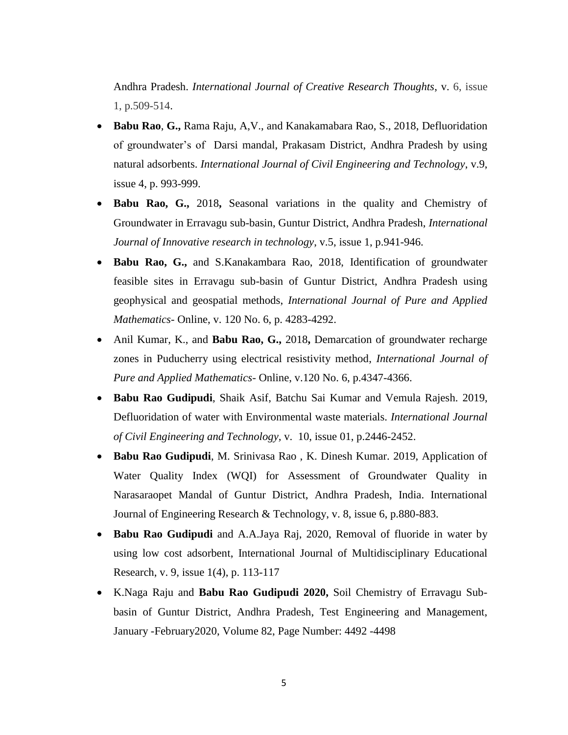Andhra Pradesh. *International Journal of Creative Research Thoughts*, v. 6, issue 1, p.509-514.

- **Babu Rao**, **G.,** Rama Raju, A,V., and Kanakamabara Rao, S., 2018, Defluoridation of groundwater's of Darsi mandal, Prakasam District, Andhra Pradesh by using natural adsorbents. *International Journal of Civil Engineering and Technology*, v.9, issue 4, p. 993-999.
- **Babu Rao, G.,** 2018**,** Seasonal variations in the quality and Chemistry of Groundwater in Erravagu sub-basin, Guntur District, Andhra Pradesh, *International Journal of Innovative research in technology*, v.5, issue 1, p.941-946.
- **Babu Rao, G.,** and S.Kanakambara Rao, 2018, Identification of groundwater feasible sites in Erravagu sub-basin of Guntur District, Andhra Pradesh using geophysical and geospatial methods, *International Journal of Pure and Applied Mathematics-* Online, v. 120 No. 6, p. 4283-4292.
- Anil Kumar, K., and **Babu Rao, G.,** 2018**,** Demarcation of groundwater recharge zones in Puducherry using electrical resistivity method, *International Journal of Pure and Applied Mathematics-* Online, v.120 No. 6, p.4347-4366.
- **Babu Rao Gudipudi**, Shaik Asif, Batchu Sai Kumar and Vemula Rajesh. 2019, Defluoridation of water with Environmental waste materials. *International Journal of Civil Engineering and Technology,* v. 10, issue 01, p.2446-2452.
- **Babu Rao Gudipudi**, M. Srinivasa Rao , K. Dinesh Kumar. 2019, Application of Water Quality Index (WQI) for Assessment of Groundwater Quality in Narasaraopet Mandal of Guntur District, Andhra Pradesh, India. International Journal of Engineering Research & Technology, v. 8, issue 6, p.880-883.
- **Babu Rao Gudipudi** and A.A.Jaya Raj, 2020, Removal of fluoride in water by using low cost adsorbent, International Journal of Multidisciplinary Educational Research, v. 9, issue 1(4), p. 113-117
- K.Naga Raju and **Babu Rao Gudipudi 2020,** Soil Chemistry of Erravagu Sub-basin of Guntur District, Andhra Pradesh, Test Engineering and Management, January -February2020, Volume 82, Page Number: 4492 -4498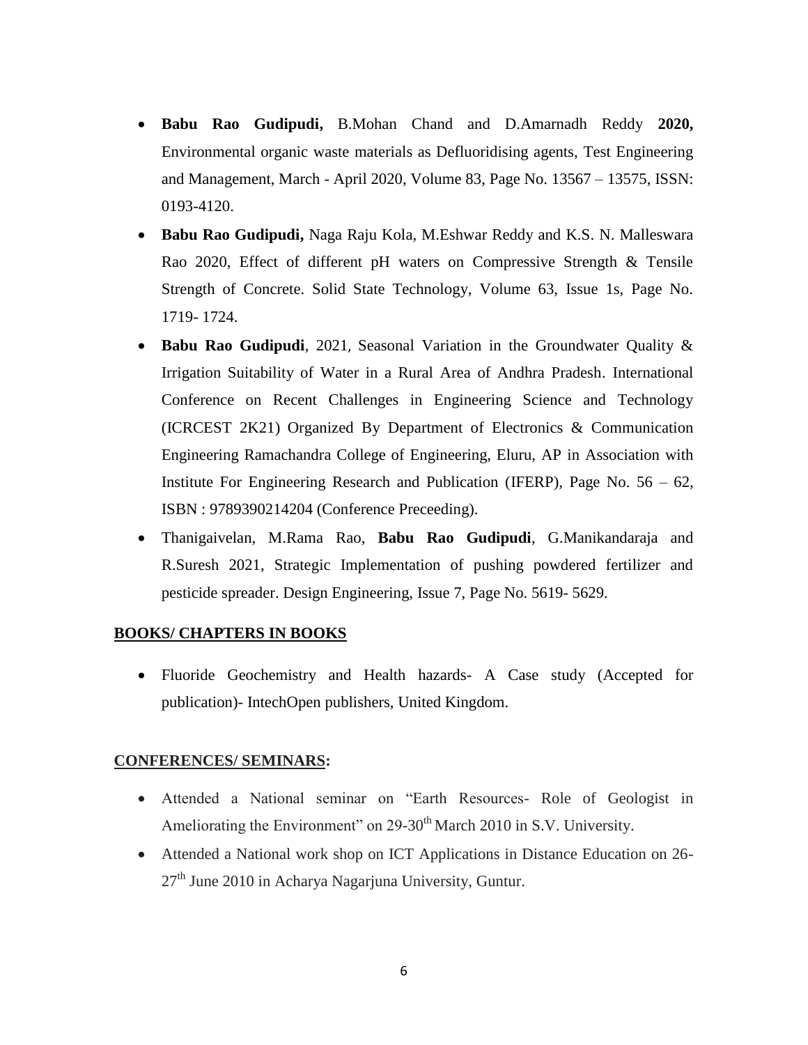- **Babu Rao Gudipudi,** B.Mohan Chand and D.Amarnadh Reddy **2020,** Environmental organic waste materials as Defluoridising agents, Test Engineering and Management, March - April 2020, Volume 83, Page No. 13567 – 13575, ISSN: 0193-4120.
- **Babu Rao Gudipudi,** Naga Raju Kola, M.Eshwar Reddy and K.S. N. Malleswara Rao 2020, Effect of different pH waters on Compressive Strength & Tensile Strength of Concrete. Solid State Technology, Volume 63, Issue 1s, Page No. 1719- 1724.
- **Babu Rao Gudipudi**, 2021, Seasonal Variation in the Groundwater Quality & Irrigation Suitability of Water in a Rural Area of Andhra Pradesh. International Conference on Recent Challenges in Engineering Science and Technology (ICRCEST 2K21) Organized By Department of Electronics & Communication Engineering Ramachandra College of Engineering, Eluru, AP in Association with Institute For Engineering Research and Publication (IFERP), Page No. 56 – 62, ISBN : 9789390214204 (Conference Preceeding).
- Thanigaivelan, M.Rama Rao, **Babu Rao Gudipudi**, G.Manikandaraja and R.Suresh 2021, Strategic Implementation of pushing powdered fertilizer and pesticide spreader. Design Engineering, Issue 7, Page No. 5619- 5629.

## BOOKS/ CHAPTERS IN BOOKS

- Fluoride Geochemistry and Health hazards- A Case study (Accepted for publication)- IntechOpen publishers, United Kingdom.

## CONFERENCES/ SEMINARS:

- Attended a National seminar on "Earth Resources- Role of Geologist in Ameliorating the Environment" on 29-30th March 2010 in S.V. University.
- Attended a National work shop on ICT Applications in Distance Education on 26-27th June 2010 in Acharya Nagarjuna University, Guntur.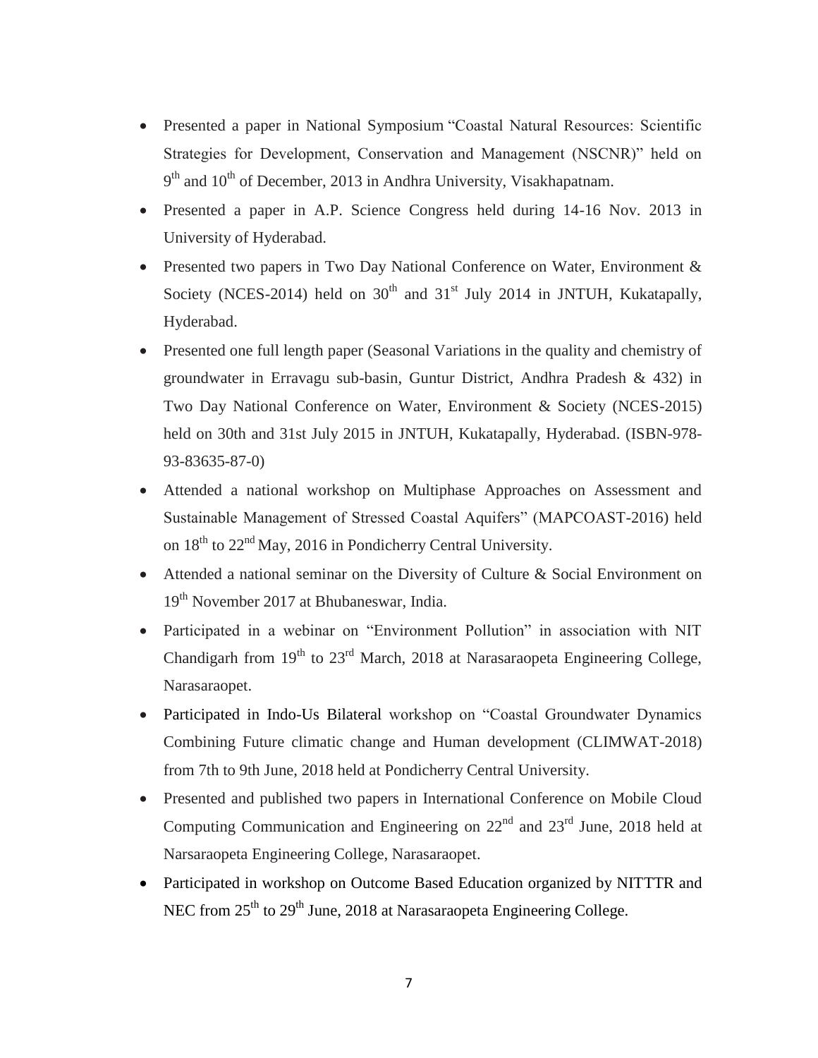- Presented a paper in National Symposium "Coastal Natural Resources: Scientific Strategies for Development, Conservation and Management (NSCNR)" held on 9th and 10th of December, 2013 in Andhra University, Visakhapatnam.
- Presented a paper in A.P. Science Congress held during 14-16 Nov. 2013 in University of Hyderabad.
- Presented two papers in Two Day National Conference on Water, Environment & Society (NCES-2014) held on 30th and 31st July 2014 in JNTUH, Kukatapally, Hyderabad.
- Presented one full length paper (Seasonal Variations in the quality and chemistry of groundwater in Erravagu sub-basin, Guntur District, Andhra Pradesh & 432) in Two Day National Conference on Water, Environment & Society (NCES-2015) held on 30th and 31st July 2015 in JNTUH, Kukatapally, Hyderabad. (ISBN-978-93-83635-87-0)
- Attended a national workshop on Multiphase Approaches on Assessment and Sustainable Management of Stressed Coastal Aquifers" (MAPCOAST-2016) held on 18th to 22nd May, 2016 in Pondicherry Central University.
- Attended a national seminar on the Diversity of Culture & Social Environment on 19th November 2017 at Bhubaneswar, India.
- Participated in a webinar on "Environment Pollution" in association with NIT Chandigarh from 19th to 23rd March, 2018 at Narasaraopeta Engineering College, Narasaraopet.
- Participated in Indo-Us Bilateral workshop on "Coastal Groundwater Dynamics Combining Future climatic change and Human development (CLIMWAT-2018) from 7th to 9th June, 2018 held at Pondicherry Central University.
- Presented and published two papers in International Conference on Mobile Cloud Computing Communication and Engineering on 22nd and 23rd June, 2018 held at Narsaraopeta Engineering College, Narasaraopet.
- Participated in workshop on Outcome Based Education organized by NITTTR and NEC from 25th to 29th June, 2018 at Narasaraopeta Engineering College.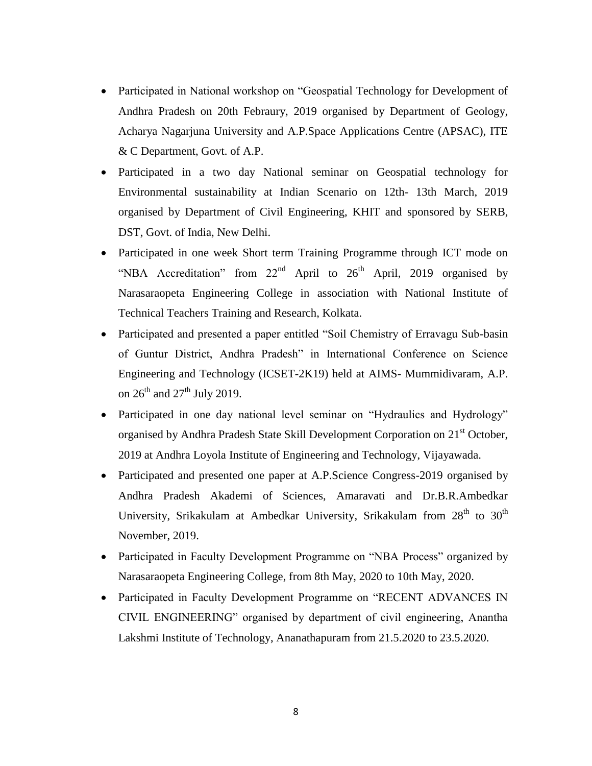- Participated in National workshop on "Geospatial Technology for Development of Andhra Pradesh on 20th Febraury, 2019 organised by Department of Geology, Acharya Nagarjuna University and A.P.Space Applications Centre (APSAC), ITE & C Department, Govt. of A.P.
- Participated in a two day National seminar on Geospatial technology for Environmental sustainability at Indian Scenario on 12th- 13th March, 2019 organised by Department of Civil Engineering, KHIT and sponsored by SERB, DST, Govt. of India, New Delhi.
- Participated in one week Short term Training Programme through ICT mode on "NBA Accreditation" from 22nd April to 26th April, 2019 organised by Narasaraopeta Engineering College in association with National Institute of Technical Teachers Training and Research, Kolkata.
- Participated and presented a paper entitled "Soil Chemistry of Erravagu Sub-basin of Guntur District, Andhra Pradesh" in International Conference on Science Engineering and Technology (ICSET-2K19) held at AIMS- Mummidivaram, A.P. on 26th and 27th July 2019.
- Participated in one day national level seminar on "Hydraulics and Hydrology" organised by Andhra Pradesh State Skill Development Corporation on 21st October, 2019 at Andhra Loyola Institute of Engineering and Technology, Vijayawada.
- Participated and presented one paper at A.P.Science Congress-2019 organised by Andhra Pradesh Akademi of Sciences, Amaravati and Dr.B.R.Ambedkar University, Srikakulam at Ambedkar University, Srikakulam from 28th to 30th November, 2019.
- Participated in Faculty Development Programme on "NBA Process" organized by Narasaraopeta Engineering College, from 8th May, 2020 to 10th May, 2020.
- Participated in Faculty Development Programme on "RECENT ADVANCES IN CIVIL ENGINEERING" organised by department of civil engineering, Anantha Lakshmi Institute of Technology, Ananathapuram from 21.5.2020 to 23.5.2020.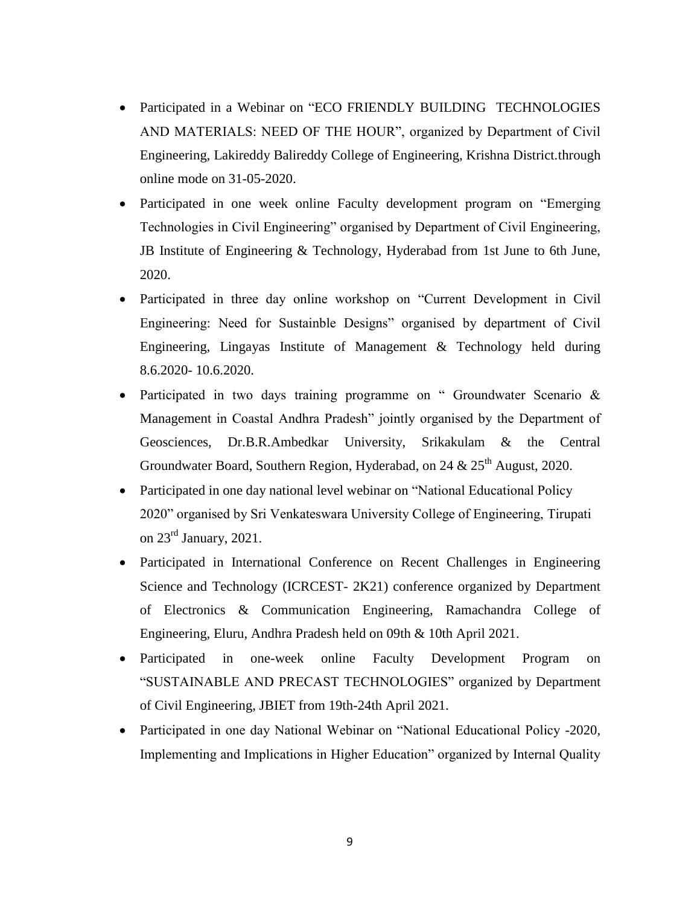- Participated in a Webinar on "ECO FRIENDLY BUILDING TECHNOLOGIES AND MATERIALS: NEED OF THE HOUR", organized by Department of Civil Engineering, Lakireddy Balireddy College of Engineering, Krishna District.through online mode on 31-05-2020.
- Participated in one week online Faculty development program on "Emerging Technologies in Civil Engineering" organised by Department of Civil Engineering, JB Institute of Engineering & Technology, Hyderabad from 1st June to 6th June, 2020.
- Participated in three day online workshop on "Current Development in Civil Engineering: Need for Sustainble Designs" organised by department of Civil Engineering, Lingayas Institute of Management & Technology held during 8.6.2020- 10.6.2020.
- Participated in two days training programme on " Groundwater Scenario & Management in Coastal Andhra Pradesh" jointly organised by the Department of Geosciences, Dr.B.R.Ambedkar University, Srikakulam & the Central Groundwater Board, Southern Region, Hyderabad, on 24 & 25th August, 2020.
- Participated in one day national level webinar on "National Educational Policy 2020" organised by Sri Venkateswara University College of Engineering, Tirupati on 23rd January, 2021.
- Participated in International Conference on Recent Challenges in Engineering Science and Technology (ICRCEST- 2K21) conference organized by Department of Electronics & Communication Engineering, Ramachandra College of Engineering, Eluru, Andhra Pradesh held on 09th & 10th April 2021.
- Participated in one-week online Faculty Development Program on "SUSTAINABLE AND PRECAST TECHNOLOGIES" organized by Department of Civil Engineering, JBIET from 19th-24th April 2021.
- Participated in one day National Webinar on "National Educational Policy -2020, Implementing and Implications in Higher Education" organized by Internal Quality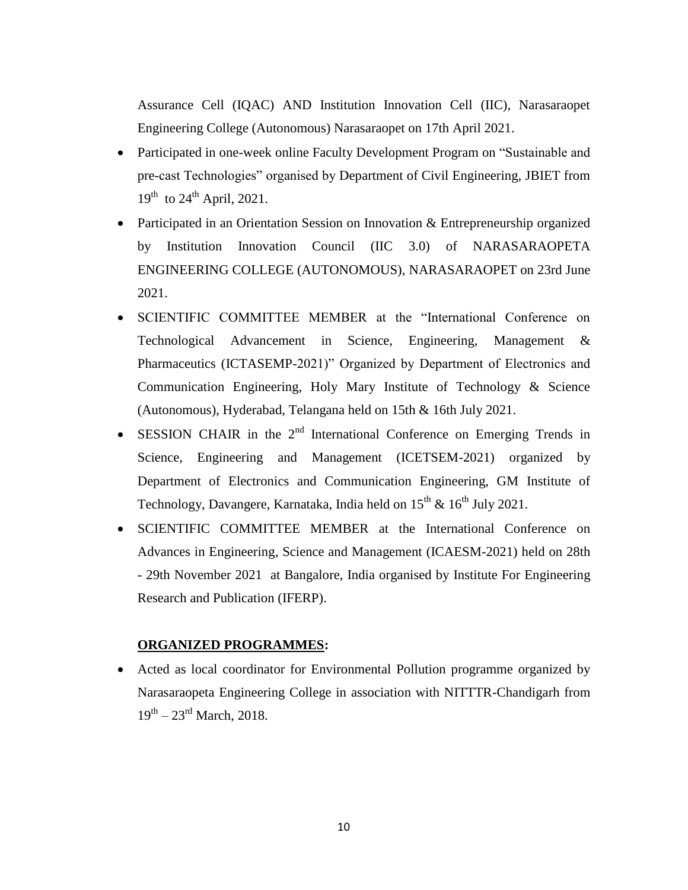Assurance Cell (IQAC) AND Institution Innovation Cell (IIC), Narasaraopet Engineering College (Autonomous) Narasaraopet on 17th April 2021.

- Participated in one-week online Faculty Development Program on “Sustainable and pre-cast Technologies” organised by Department of Civil Engineering, JBIET from 19th to 24th April, 2021.
- Participated in an Orientation Session on Innovation & Entrepreneurship organized by Institution Innovation Council (IIC 3.0) of NARASARAOPETA ENGINEERING COLLEGE (AUTONOMOUS), NARASARAOPET on 23rd June 2021.
- SCIENTIFIC COMMITTEE MEMBER at the “International Conference on Technological Advancement in Science, Engineering, Management & Pharmaceutics (ICTASEMP-2021)” Organized by Department of Electronics and Communication Engineering, Holy Mary Institute of Technology & Science (Autonomous), Hyderabad, Telangana held on 15th & 16th July 2021.
- SESSION CHAIR in the 2nd International Conference on Emerging Trends in Science, Engineering and Management (ICETSEM-2021) organized by Department of Electronics and Communication Engineering, GM Institute of Technology, Davangere, Karnataka, India held on 15th & 16th July 2021.
- SCIENTIFIC COMMITTEE MEMBER at the International Conference on Advances in Engineering, Science and Management (ICAESM-2021) held on 28th - 29th November 2021 at Bangalore, India organised by Institute For Engineering Research and Publication (IFERP).

**ORGANIZED PROGRAMMES:**

- Acted as local coordinator for Environmental Pollution programme organized by Narasaraopeta Engineering College in association with NITTTR-Chandigarh from 19th – 23rd March, 2018.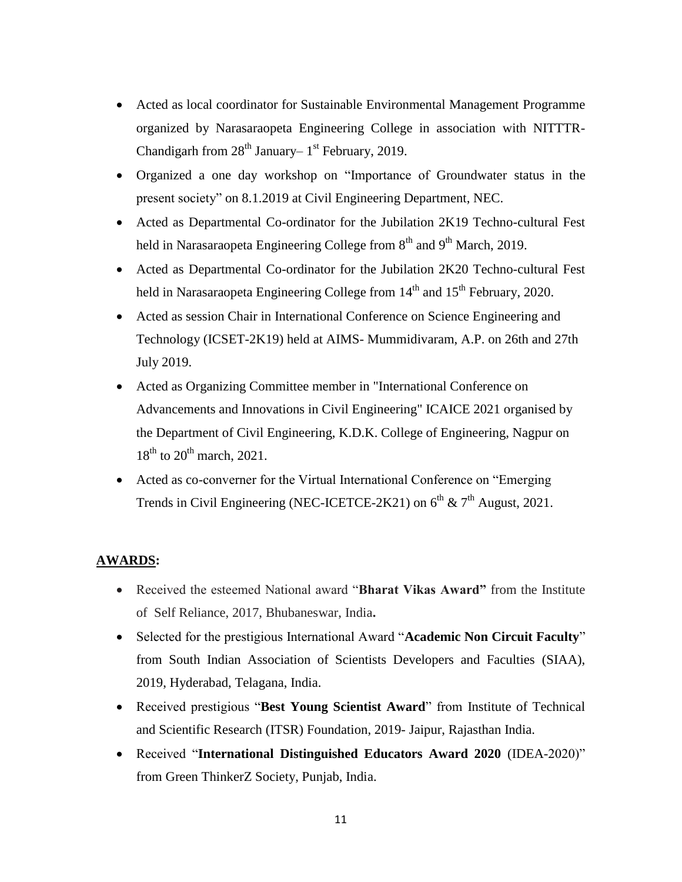- Acted as local coordinator for Sustainable Environmental Management Programme organized by Narasaraopeta Engineering College in association with NITTTR-Chandigarh from 28th January– 1st February, 2019.
- Organized a one day workshop on "Importance of Groundwater status in the present society" on 8.1.2019 at Civil Engineering Department, NEC.
- Acted as Departmental Co-ordinator for the Jubilation 2K19 Techno-cultural Fest held in Narasaraopeta Engineering College from 8th and 9th March, 2019.
- Acted as Departmental Co-ordinator for the Jubilation 2K20 Techno-cultural Fest held in Narasaraopeta Engineering College from 14th and 15th February, 2020.
- Acted as session Chair in International Conference on Science Engineering and Technology (ICSET-2K19) held at AIMS- Mummidivaram, A.P. on 26th and 27th July 2019.
- Acted as Organizing Committee member in "International Conference on Advancements and Innovations in Civil Engineering" ICAICE 2021 organised by the Department of Civil Engineering, K.D.K. College of Engineering, Nagpur on 18th to 20th march, 2021.
- Acted as co-converner for the Virtual International Conference on "Emerging Trends in Civil Engineering (NEC-ICETCE-2K21) on 6th & 7th August, 2021.

**AWARDS:**

- Received the esteemed National award "**Bharat Vikas Award"** from the Institute of Self Reliance, 2017, Bhubaneswar, India**.**
- Selected for the prestigious International Award "**Academic Non Circuit Faculty**" from South Indian Association of Scientists Developers and Faculties (SIAA), 2019, Hyderabad, Telagana, India.
- Received prestigious "**Best Young Scientist Award**" from Institute of Technical and Scientific Research (ITSR) Foundation, 2019- Jaipur, Rajasthan India.
- Received "**International Distinguished Educators Award 2020** (IDEA-2020)" from Green ThinkerZ Society, Punjab, India.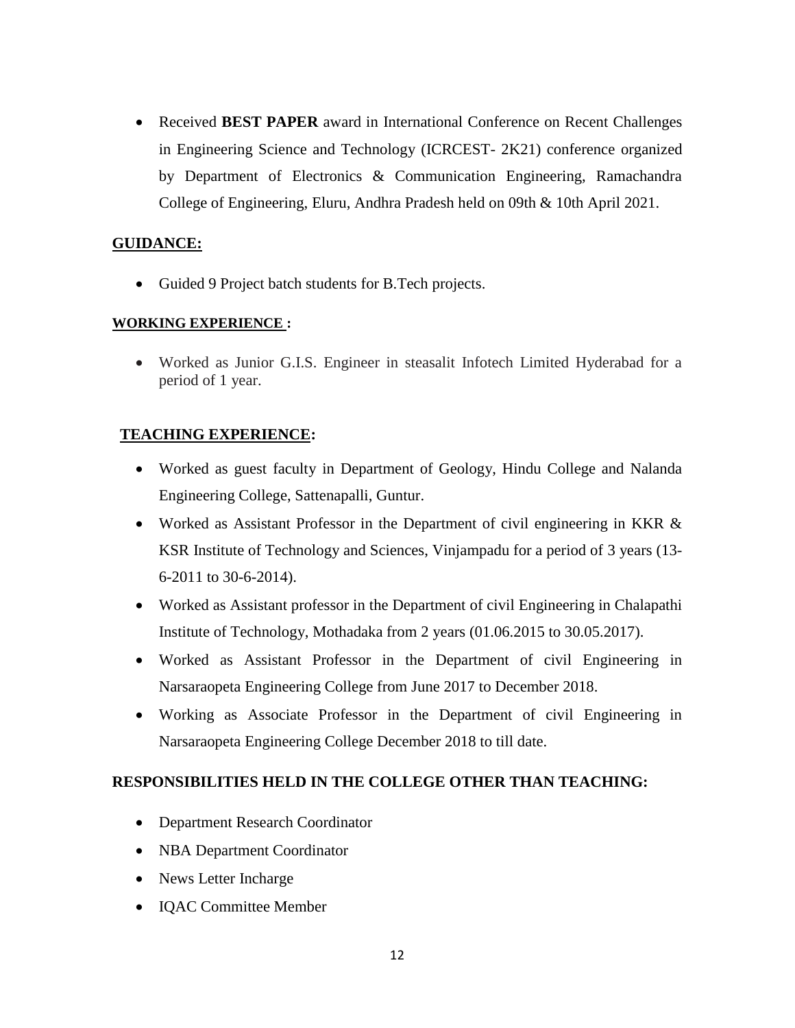- Received **BEST PAPER** award in International Conference on Recent Challenges in Engineering Science and Technology (ICRCEST- 2K21) conference organized by Department of Electronics & Communication Engineering, Ramachandra College of Engineering, Eluru, Andhra Pradesh held on 09th & 10th April 2021.

## GUIDANCE:

- Guided 9 Project batch students for B.Tech projects.

## WORKING EXPERIENCE :

- Worked as Junior G.I.S. Engineer in steasalit Infotech Limited Hyderabad for a period of 1 year.

## TEACHING EXPERIENCE:

- Worked as guest faculty in Department of Geology, Hindu College and Nalanda Engineering College, Sattenapalli, Guntur.
- Worked as Assistant Professor in the Department of civil engineering in KKR & KSR Institute of Technology and Sciences, Vinjampadu for a period of 3 years (13-6-2011 to 30-6-2014).
- Worked as Assistant professor in the Department of civil Engineering in Chalapathi Institute of Technology, Mothadaka from 2 years (01.06.2015 to 30.05.2017).
- Worked as Assistant Professor in the Department of civil Engineering in Narsaraopeta Engineering College from June 2017 to December 2018.
- Working as Associate Professor in the Department of civil Engineering in Narsaraopeta Engineering College December 2018 to till date.

## RESPONSIBILITIES HELD IN THE COLLEGE OTHER THAN TEACHING:

- Department Research Coordinator
- NBA Department Coordinator
- News Letter Incharge
- IQAC Committee Member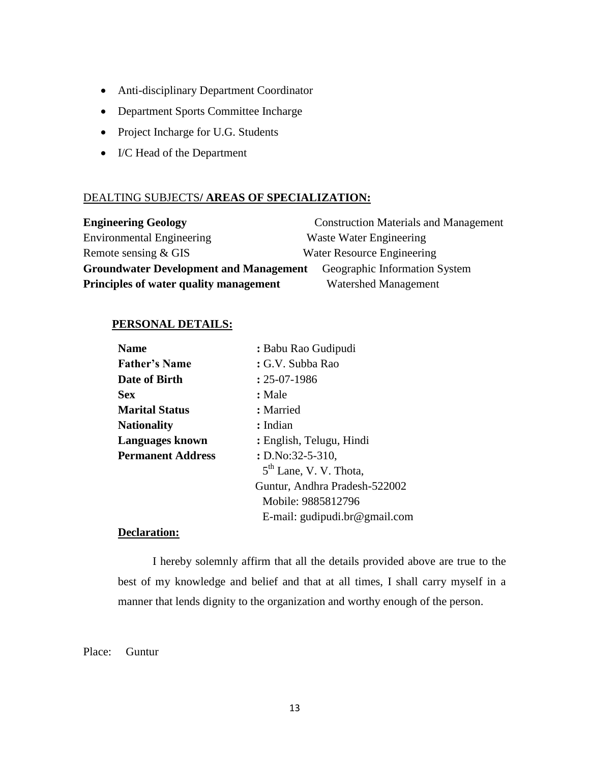- Anti-disciplinary Department Coordinator
- Department Sports Committee Incharge
- Project Incharge for U.G. Students
- I/C Head of the Department

DEALTING SUBJECTS/ **AREAS OF SPECIALIZATION:**

| | |
|---|---|
| **Engineering Geology** | Construction Materials and Management |
| Environmental Engineering | Waste Water Engineering |
| Remote sensing & GIS | Water Resource Engineering |
| **Groundwater Development and Management** | Geographic Information System |
| **Principles of water quality management** | Watershed Management |

**PERSONAL DETAILS:**

| | |
|---|---|
| **Name** | **:** Babu Rao Gudipudi |
| **Father's Name** | **:** G.V. Subba Rao |
| **Date of Birth** | **:** 25-07-1986 |
| **Sex** | **:** Male |
| **Marital Status** | **:** Married |
| **Nationality** | **:** Indian |
| **Languages known** | **:** English, Telugu, Hindi |
| **Permanent Address** | **:** D.No:32-5-310, 5th Lane, V. V. Thota, Guntur, Andhra Pradesh-522002 Mobile: 9885812796 E-mail: gudipudi.br@gmail.com |

**Declaration:**

I hereby solemnly affirm that all the details provided above are true to the best of my knowledge and belief and that at all times, I shall carry myself in a manner that lends dignity to the organization and worthy enough of the person.

Place: Guntur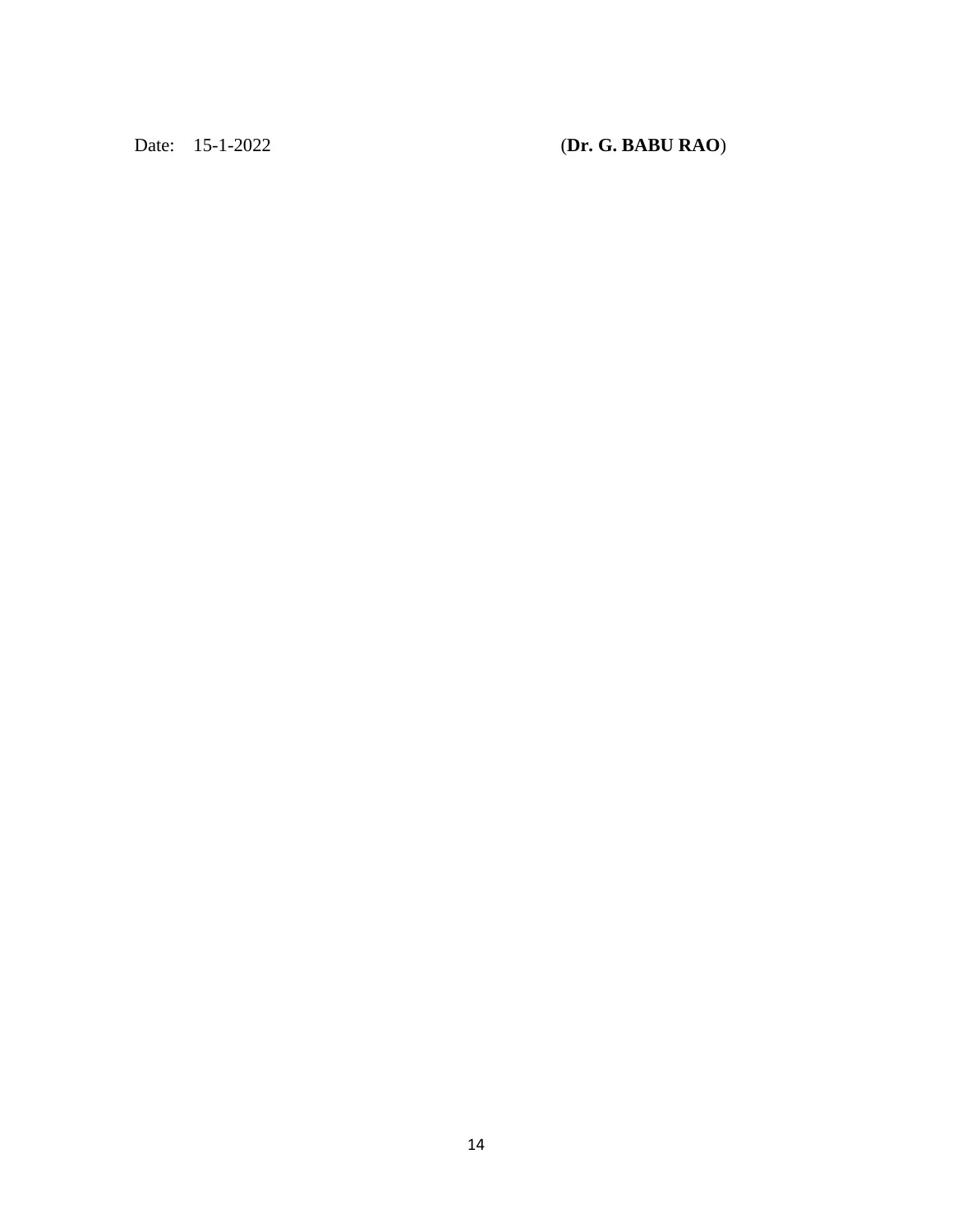Date: 15-1-2022 (**Dr. G. BABU RAO**)